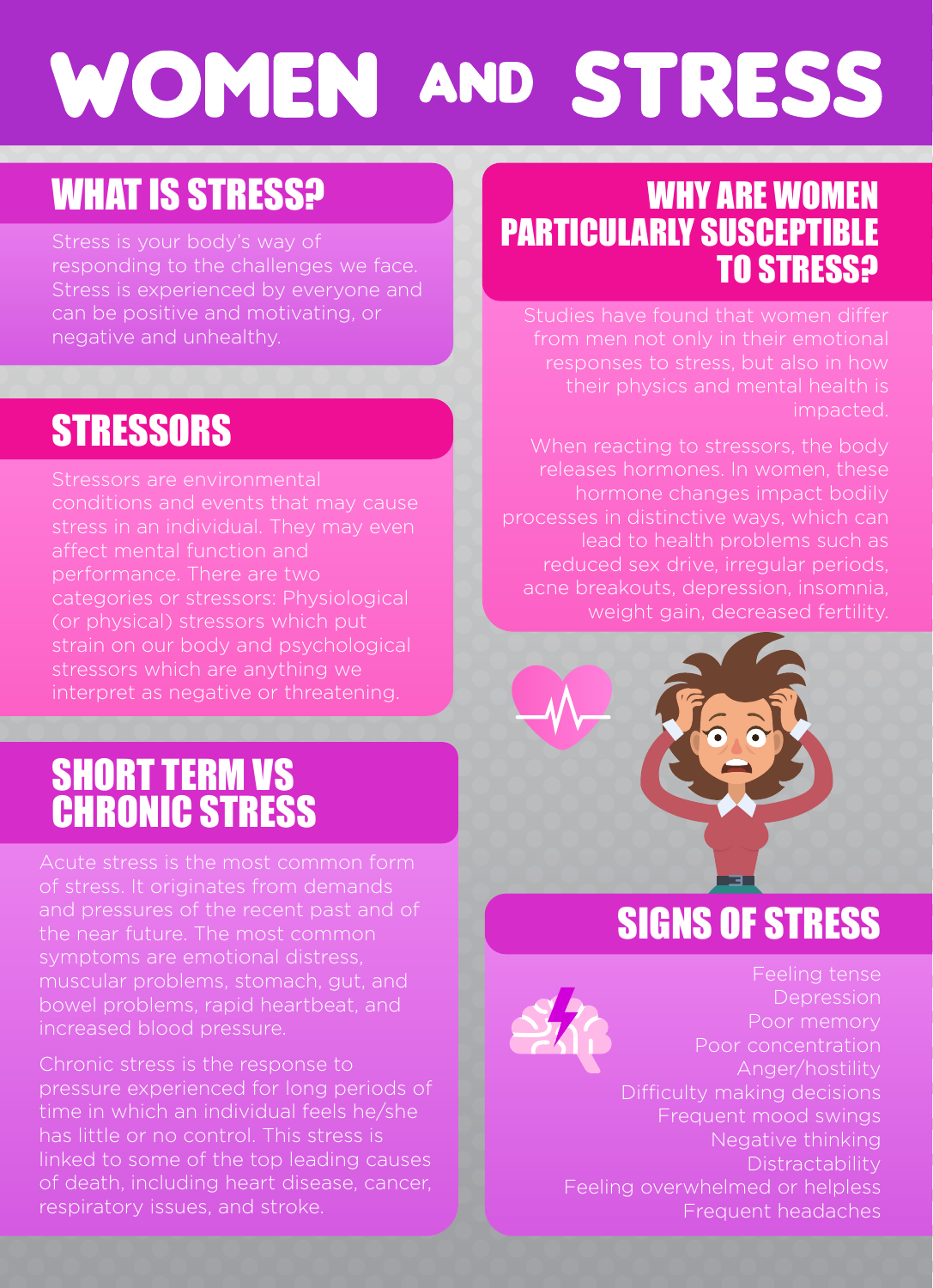# WOMEN AND STRESS

## WHAT IS STRESS?

Stress is your body's way of responding to the challenges we face. Stress is experienced by everyone and can be positive and motivating, or negative and unhealthy.

## STRESSORS

Stressors are environmental conditions and events that may cause stress in an individual. They may even affect mental function and performance. There are two categories or stressors: Physiological (or physical) stressors which put strain on our body and psychological stressors which are anything we interpret as negative or threatening.

## SHORT TERM VS CHRONIC STRESS

Acute stress is the most common form of stress. It originates from demands and pressures of the recent past and of the near future. The most common symptoms are emotional distress, muscular problems, stomach, gut, and bowel problems, rapid heartbeat, and increased blood pressure.

Chronic stress is the response to pressure experienced for long periods of time in which an individual feels he/she has little or no control. This stress is linked to some of the top leading causes of death, including heart disease, cancer, respiratory issues, and stroke.

## WHY ARE WOMEN PARTICULARLY SUSCEPTIBLE TO STRESS?

Studies have found that women differ from men not only in their emotional responses to stress, but also in how their physics and mental health is impacted.

When reacting to stressors, the body releases hormones. In women, these hormone changes impact bodily processes in distinctive ways, which can lead to health problems such as reduced sex drive, irregular periods, acne breakouts, depression, insomnia, weight gain, decreased fertility.

## SIGNS OF STRESS

- Feeling tense
- Depression
- Poor memory
- Poor concentration
- Anger/hostility
- Difficulty making decisions
- Frequent mood swings
- Negative thinking
- Distractability
- Feeling overwhelmed or helpless
- Frequent headaches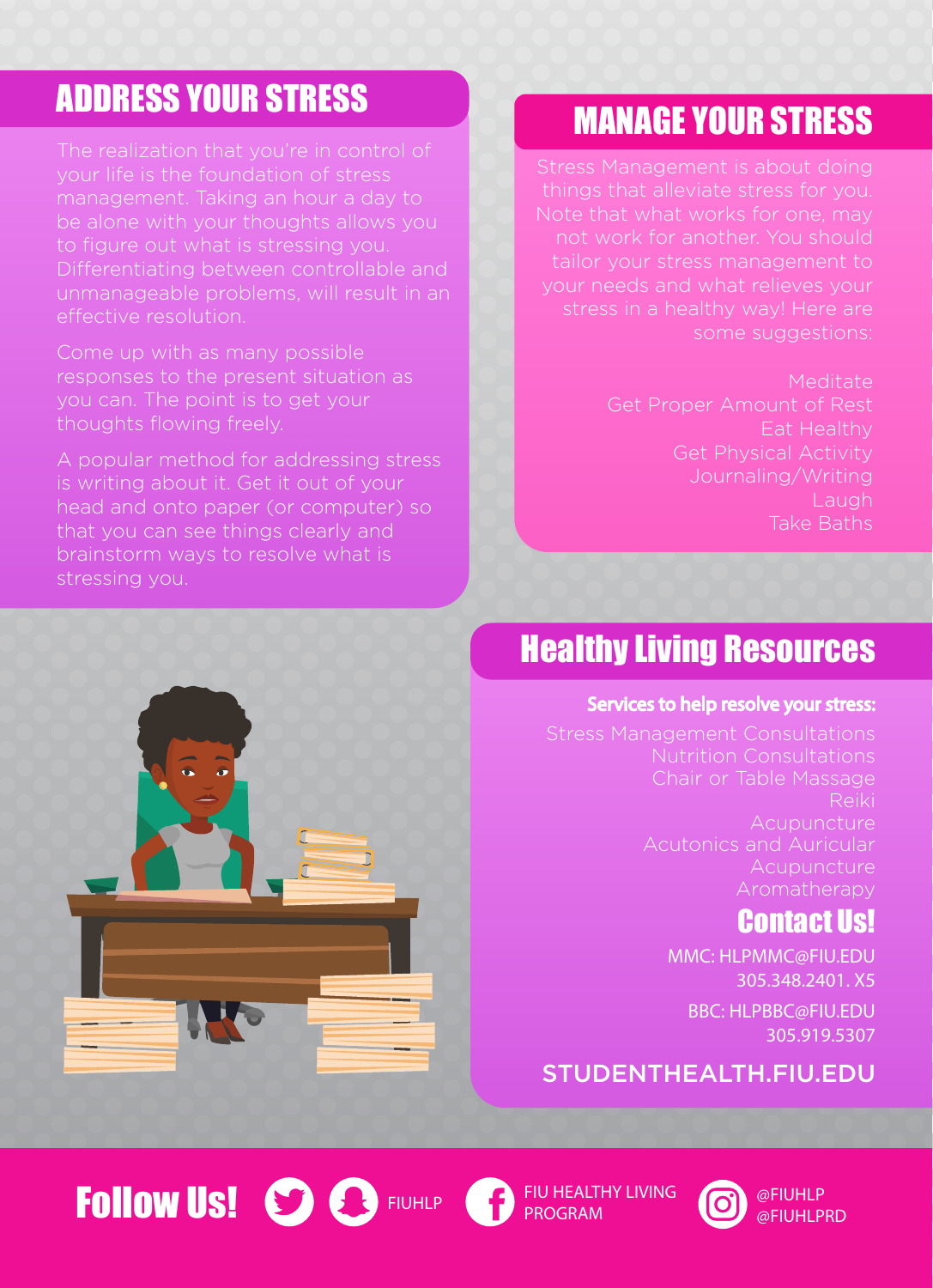## ADDRESS YOUR STRESS

The realization that you're in control of your life is the foundation of stress management. Taking an hour a day to be alone with your thoughts allows you to figure out what is stressing you. Differentiating between controllable and unmanageable problems, will result in an effective resolution.

Come up with as many possible responses to the present situation as you can. The point is to get your thoughts flowing freely.

A popular method for addressing stress is writing about it. Get it out of your head and onto paper (or computer) so that you can see things clearly and brainstorm ways to resolve what is stressing you.

## MANAGE YOUR STRESS

Stress Management is about doing things that alleviate stress for you. Note that what works for one, may not work for another. You should tailor your stress management to your needs and what relieves your stress in a healthy way! Here are some suggestions:

- Meditate
- Get Proper Amount of Rest
- Eat Healthy
- Get Physical Activity
- Journaling/Writing
- Laugh
- Take Baths

## Healthy Living Resources

**Services to help resolve your stress:**

- Stress Management Consultations
- Nutrition Consultations
- Chair or Table Massage
- Reiki
- Acupuncture
- Acutonics and Auricular Acupuncture
- Aromatherapy

### Contact Us!

MMC: HLPMMC@FIU.EDU
305.348.2401. X5

BBC: HLPBBC@FIU.EDU
305.919.5307

STUDENTHEALTH.FIU.EDU

### Follow Us!

FIUHLP

FIU HEALTHY LIVING PROGRAM

@FIUHLP
@FIUHLPRD